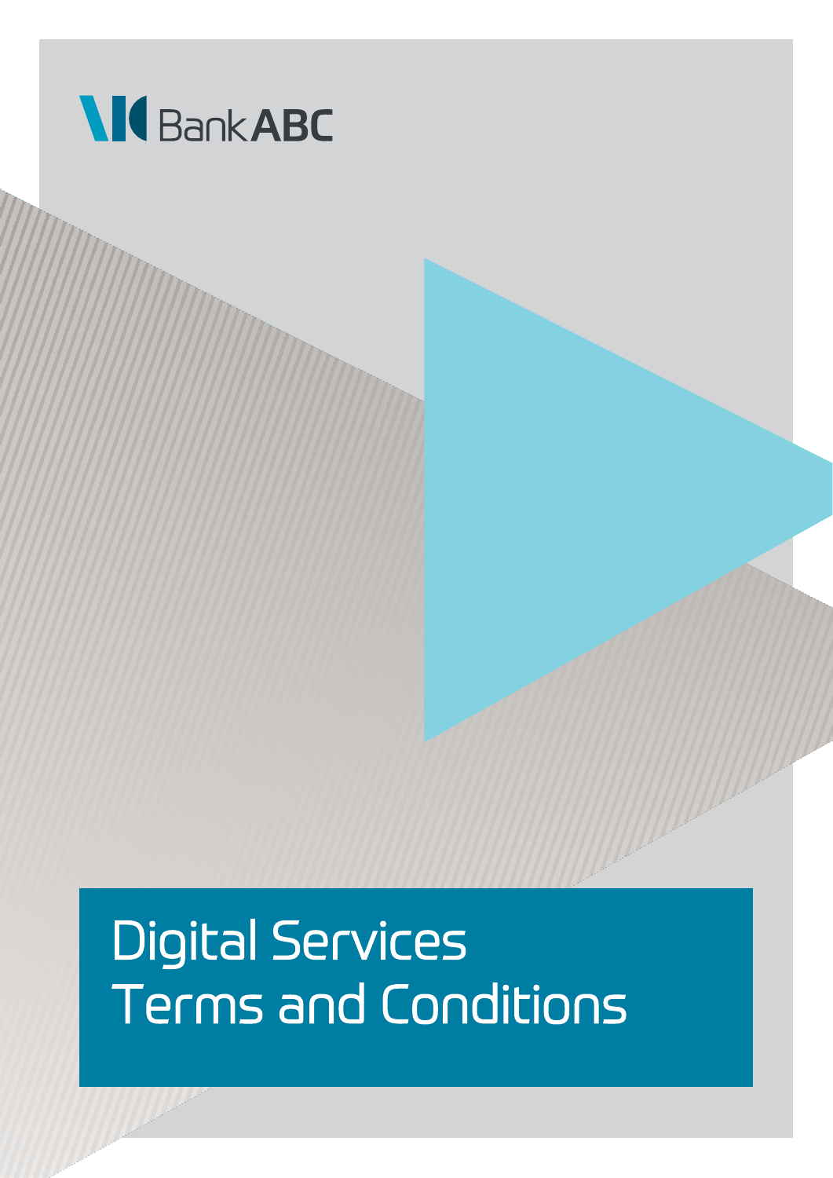Bank ABC

# Digital Services Terms and Conditions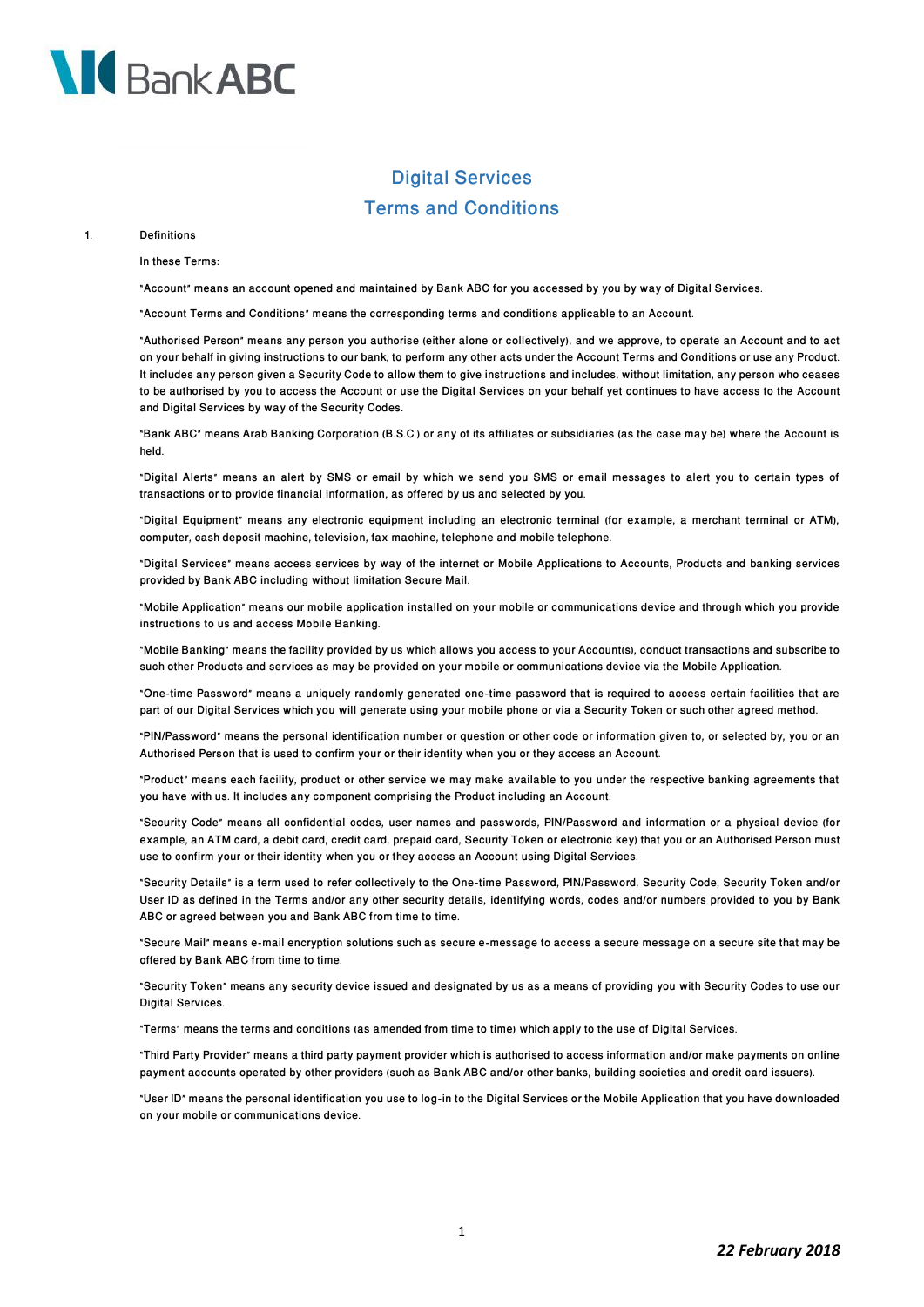# Digital Services
# Terms and Conditions

1. Definitions

In these Terms:

"Account" means an account opened and maintained by Bank ABC for you accessed by you by way of Digital Services.

"Account Terms and Conditions" means the corresponding terms and conditions applicable to an Account.

"Authorised Person" means any person you authorise (either alone or collectively), and we approve, to operate an Account and to act on your behalf in giving instructions to our bank, to perform any other acts under the Account Terms and Conditions or use any Product. It includes any person given a Security Code to allow them to give instructions and includes, without limitation, any person who ceases to be authorised by you to access the Account or use the Digital Services on your behalf yet continues to have access to the Account and Digital Services by way of the Security Codes.

"Bank ABC" means Arab Banking Corporation (B.S.C.) or any of its affiliates or subsidiaries (as the case may be) where the Account is held.

"Digital Alerts" means an alert by SMS or email by which we send you SMS or email messages to alert you to certain types of transactions or to provide financial information, as offered by us and selected by you.

"Digital Equipment" means any electronic equipment including an electronic terminal (for example, a merchant terminal or ATM), computer, cash deposit machine, television, fax machine, telephone and mobile telephone.

"Digital Services" means access services by way of the internet or Mobile Applications to Accounts, Products and banking services provided by Bank ABC including without limitation Secure Mail.

"Mobile Application" means our mobile application installed on your mobile or communications device and through which you provide instructions to us and access Mobile Banking.

"Mobile Banking" means the facility provided by us which allows you access to your Account(s), conduct transactions and subscribe to such other Products and services as may be provided on your mobile or communications device via the Mobile Application.

"One-time Password" means a uniquely randomly generated one-time password that is required to access certain facilities that are part of our Digital Services which you will generate using your mobile phone or via a Security Token or such other agreed method.

"PIN/Password" means the personal identification number or question or other code or information given to, or selected by, you or an Authorised Person that is used to confirm your or their identity when you or they access an Account.

"Product" means each facility, product or other service we may make available to you under the respective banking agreements that you have with us. It includes any component comprising the Product including an Account.

"Security Code" means all confidential codes, user names and passwords, PIN/Password and information or a physical device (for example, an ATM card, a debit card, credit card, prepaid card, Security Token or electronic key) that you or an Authorised Person must use to confirm your or their identity when you or they access an Account using Digital Services.

"Security Details" is a term used to refer collectively to the One-time Password, PIN/Password, Security Code, Security Token and/or User ID as defined in the Terms and/or any other security details, identifying words, codes and/or numbers provided to you by Bank ABC or agreed between you and Bank ABC from time to time.

"Secure Mail" means e-mail encryption solutions such as secure e-message to access a secure message on a secure site that may be offered by Bank ABC from time to time.

"Security Token" means any security device issued and designated by us as a means of providing you with Security Codes to use our Digital Services.

"Terms" means the terms and conditions (as amended from time to time) which apply to the use of Digital Services.

"Third Party Provider" means a third party payment provider which is authorised to access information and/or make payments on online payment accounts operated by other providers (such as Bank ABC and/or other banks, building societies and credit card issuers).

"User ID" means the personal identification you use to log-in to the Digital Services or the Mobile Application that you have downloaded on your mobile or communications device.

*22 February 2018*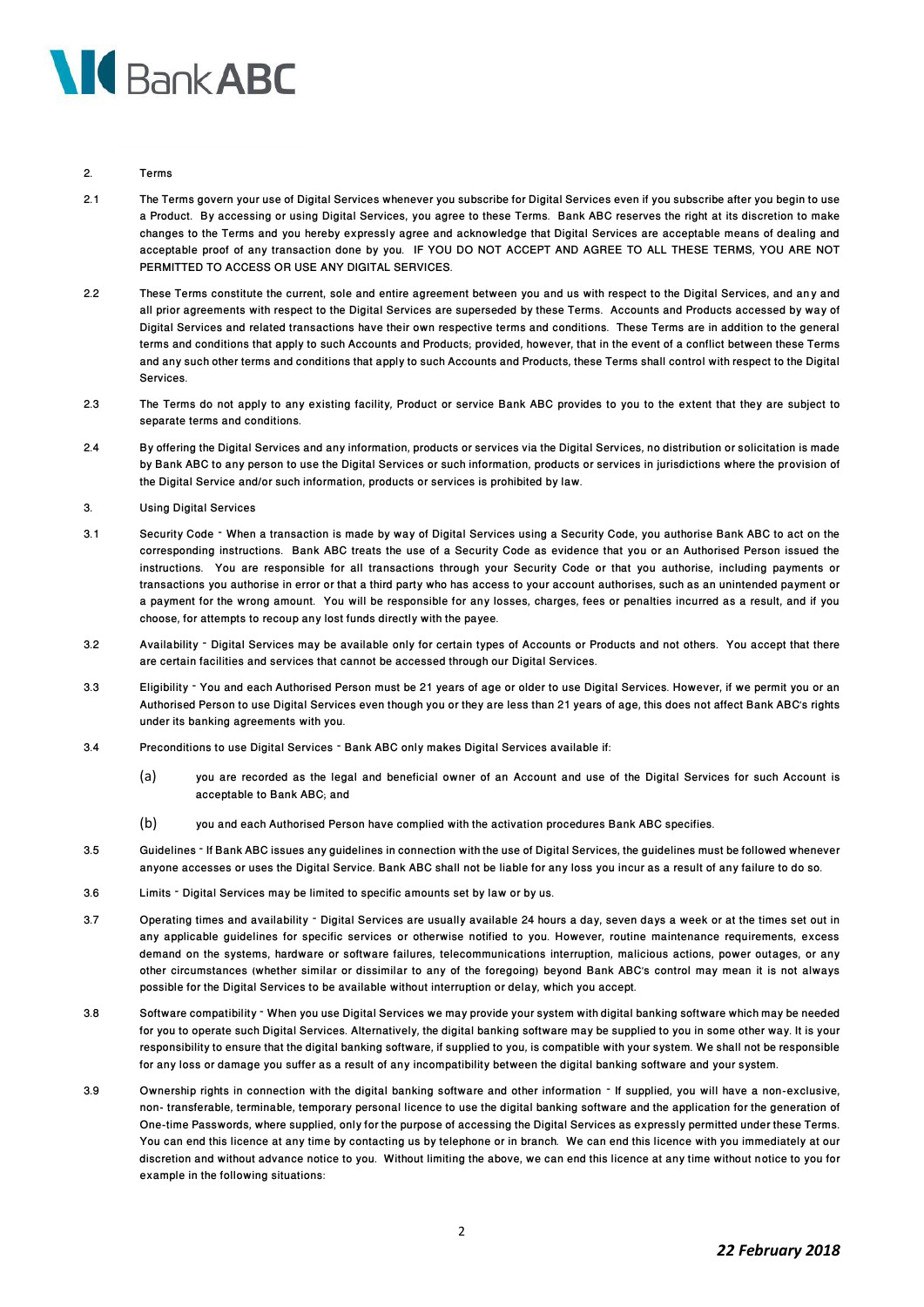## 2. Terms

2.1 The Terms govern your use of Digital Services whenever you subscribe for Digital Services even if you subscribe after you begin to use a Product. By accessing or using Digital Services, you agree to these Terms. Bank ABC reserves the right at its discretion to make changes to the Terms and you hereby expressly agree and acknowledge that Digital Services are acceptable means of dealing and acceptable proof of any transaction done by you. IF YOU DO NOT ACCEPT AND AGREE TO ALL THESE TERMS, YOU ARE NOT PERMITTED TO ACCESS OR USE ANY DIGITAL SERVICES.

2.2 These Terms constitute the current, sole and entire agreement between you and us with respect to the Digital Services, and any and all prior agreements with respect to the Digital Services are superseded by these Terms. Accounts and Products accessed by way of Digital Services and related transactions have their own respective terms and conditions. These Terms are in addition to the general terms and conditions that apply to such Accounts and Products; provided, however, that in the event of a conflict between these Terms and any such other terms and conditions that apply to such Accounts and Products, these Terms shall control with respect to the Digital Services.

2.3 The Terms do not apply to any existing facility, Product or service Bank ABC provides to you to the extent that they are subject to separate terms and conditions.

2.4 By offering the Digital Services and any information, products or services via the Digital Services, no distribution or solicitation is made by Bank ABC to any person to use the Digital Services or such information, products or services in jurisdictions where the provision of the Digital Service and/or such information, products or services is prohibited by law.

## 3. Using Digital Services

3.1 Security Code - When a transaction is made by way of Digital Services using a Security Code, you authorise Bank ABC to act on the corresponding instructions. Bank ABC treats the use of a Security Code as evidence that you or an Authorised Person issued the instructions. You are responsible for all transactions through your Security Code or that you authorise, including payments or transactions you authorise in error or that a third party who has access to your account authorises, such as an unintended payment or a payment for the wrong amount. You will be responsible for any losses, charges, fees or penalties incurred as a result, and if you choose, for attempts to recoup any lost funds directly with the payee.

3.2 Availability - Digital Services may be available only for certain types of Accounts or Products and not others. You accept that there are certain facilities and services that cannot be accessed through our Digital Services.

3.3 Eligibility - You and each Authorised Person must be 21 years of age or older to use Digital Services. However, if we permit you or an Authorised Person to use Digital Services even though you or they are less than 21 years of age, this does not affect Bank ABC's rights under its banking agreements with you.

3.4 Preconditions to use Digital Services - Bank ABC only makes Digital Services available if:

(a) you are recorded as the legal and beneficial owner of an Account and use of the Digital Services for such Account is acceptable to Bank ABC; and

(b) you and each Authorised Person have complied with the activation procedures Bank ABC specifies.

3.5 Guidelines - If Bank ABC issues any guidelines in connection with the use of Digital Services, the guidelines must be followed whenever anyone accesses or uses the Digital Service. Bank ABC shall not be liable for any loss you incur as a result of any failure to do so.

3.6 Limits - Digital Services may be limited to specific amounts set by law or by us.

3.7 Operating times and availability - Digital Services are usually available 24 hours a day, seven days a week or at the times set out in any applicable guidelines for specific services or otherwise notified to you. However, routine maintenance requirements, excess demand on the systems, hardware or software failures, telecommunications interruption, malicious actions, power outages, or any other circumstances (whether similar or dissimilar to any of the foregoing) beyond Bank ABC's control may mean it is not always possible for the Digital Services to be available without interruption or delay, which you accept.

3.8 Software compatibility - When you use Digital Services we may provide your system with digital banking software which may be needed for you to operate such Digital Services. Alternatively, the digital banking software may be supplied to you in some other way. It is your responsibility to ensure that the digital banking software, if supplied to you, is compatible with your system. We shall not be responsible for any loss or damage you suffer as a result of any incompatibility between the digital banking software and your system.

3.9 Ownership rights in connection with the digital banking software and other information - If supplied, you will have a non-exclusive, non- transferable, terminable, temporary personal licence to use the digital banking software and the application for the generation of One-time Passwords, where supplied, only for the purpose of accessing the Digital Services as expressly permitted under these Terms. You can end this licence at any time by contacting us by telephone or in branch. We can end this licence with you immediately at our discretion and without advance notice to you. Without limiting the above, we can end this licence at any time without notice to you for example in the following situations:

*22 February 2018*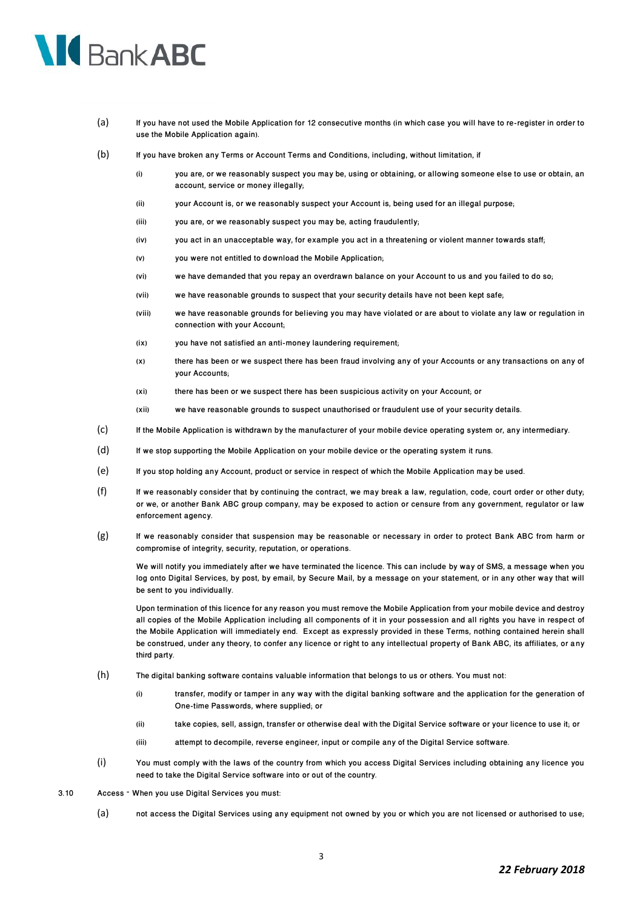(a) If you have not used the Mobile Application for 12 consecutive months (in which case you will have to re-register in order to use the Mobile Application again).

(b) If you have broken any Terms or Account Terms and Conditions, including, without limitation, if

   (i) you are, or we reasonably suspect you may be, using or obtaining, or allowing someone else to use or obtain, an account, service or money illegally;

   (ii) your Account is, or we reasonably suspect your Account is, being used for an illegal purpose;

   (iii) you are, or we reasonably suspect you may be, acting fraudulently;

   (iv) you act in an unacceptable way, for example you act in a threatening or violent manner towards staff;

   (v) you were not entitled to download the Mobile Application;

   (vi) we have demanded that you repay an overdrawn balance on your Account to us and you failed to do so;

   (vii) we have reasonable grounds to suspect that your security details have not been kept safe;

   (viii) we have reasonable grounds for believing you may have violated or are about to violate any law or regulation in connection with your Account;

   (ix) you have not satisfied an anti-money laundering requirement;

   (x) there has been or we suspect there has been fraud involving any of your Accounts or any transactions on any of your Accounts;

   (xi) there has been or we suspect there has been suspicious activity on your Account; or

   (xii) we have reasonable grounds to suspect unauthorised or fraudulent use of your security details.

(c) If the Mobile Application is withdrawn by the manufacturer of your mobile device operating system or, any intermediary.

(d) If we stop supporting the Mobile Application on your mobile device or the operating system it runs.

(e) If you stop holding any Account, product or service in respect of which the Mobile Application may be used.

(f) If we reasonably consider that by continuing the contract, we may break a law, regulation, code, court order or other duty; or we, or another Bank ABC group company, may be exposed to action or censure from any government, regulator or law enforcement agency.

(g) If we reasonably consider that suspension may be reasonable or necessary in order to protect Bank ABC from harm or compromise of integrity, security, reputation, or operations.

   We will notify you immediately after we have terminated the licence. This can include by way of SMS, a message when you log onto Digital Services, by post, by email, by Secure Mail, by a message on your statement, or in any other way that will be sent to you individually.

   Upon termination of this licence for any reason you must remove the Mobile Application from your mobile device and destroy all copies of the Mobile Application including all components of it in your possession and all rights you have in respect of the Mobile Application will immediately end. Except as expressly provided in these Terms, nothing contained herein shall be construed, under any theory, to confer any licence or right to any intellectual property of Bank ABC, its affiliates, or any third party.

(h) The digital banking software contains valuable information that belongs to us or others. You must not:

   (i) transfer, modify or tamper in any way with the digital banking software and the application for the generation of One-time Passwords, where supplied; or

   (ii) take copies, sell, assign, transfer or otherwise deal with the Digital Service software or your licence to use it; or

   (iii) attempt to decompile, reverse engineer, input or compile any of the Digital Service software.

(i) You must comply with the laws of the country from which you access Digital Services including obtaining any licence you need to take the Digital Service software into or out of the country.

3.10 Access - When you use Digital Services you must:

(a) not access the Digital Services using any equipment not owned by you or which you are not licensed or authorised to use;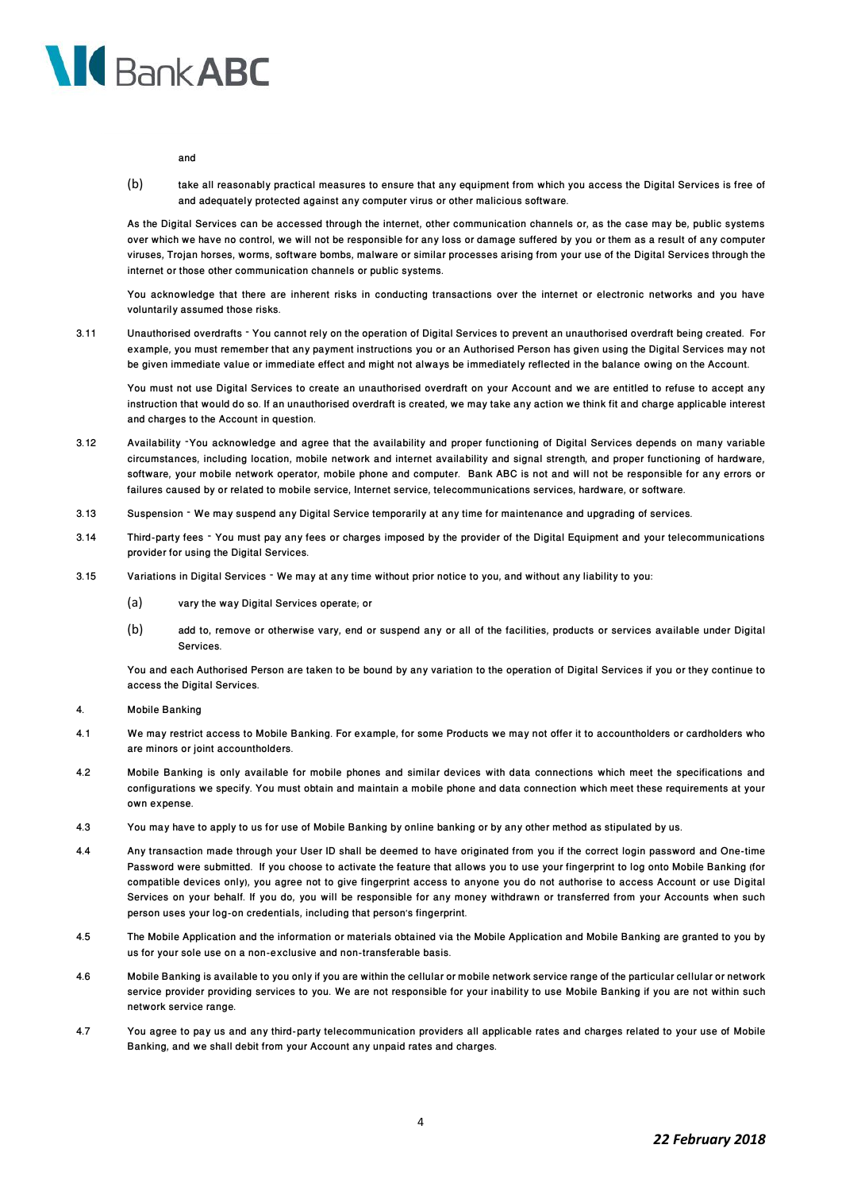and

(b) take all reasonably practical measures to ensure that any equipment from which you access the Digital Services is free of and adequately protected against any computer virus or other malicious software.

As the Digital Services can be accessed through the internet, other communication channels or, as the case may be, public systems over which we have no control, we will not be responsible for any loss or damage suffered by you or them as a result of any computer viruses, Trojan horses, worms, software bombs, malware or similar processes arising from your use of the Digital Services through the internet or those other communication channels or public systems.

You acknowledge that there are inherent risks in conducting transactions over the internet or electronic networks and you have voluntarily assumed those risks.

3.11 Unauthorised overdrafts - You cannot rely on the operation of Digital Services to prevent an unauthorised overdraft being created. For example, you must remember that any payment instructions you or an Authorised Person has given using the Digital Services may not be given immediate value or immediate effect and might not always be immediately reflected in the balance owing on the Account.

You must not use Digital Services to create an unauthorised overdraft on your Account and we are entitled to refuse to accept any instruction that would do so. If an unauthorised overdraft is created, we may take any action we think fit and charge applicable interest and charges to the Account in question.

3.12 Availability -You acknowledge and agree that the availability and proper functioning of Digital Services depends on many variable circumstances, including location, mobile network and internet availability and signal strength, and proper functioning of hardware, software, your mobile network operator, mobile phone and computer. Bank ABC is not and will not be responsible for any errors or failures caused by or related to mobile service, Internet service, telecommunications services, hardware, or software.

3.13 Suspension - We may suspend any Digital Service temporarily at any time for maintenance and upgrading of services.

3.14 Third-party fees - You must pay any fees or charges imposed by the provider of the Digital Equipment and your telecommunications provider for using the Digital Services.

3.15 Variations in Digital Services - We may at any time without prior notice to you, and without any liability to you:

(a) vary the way Digital Services operate; or

(b) add to, remove or otherwise vary, end or suspend any or all of the facilities, products or services available under Digital Services.

You and each Authorised Person are taken to be bound by any variation to the operation of Digital Services if you or they continue to access the Digital Services.

4. Mobile Banking

4.1 We may restrict access to Mobile Banking. For example, for some Products we may not offer it to accountholders or cardholders who are minors or joint accountholders.

4.2 Mobile Banking is only available for mobile phones and similar devices with data connections which meet the specifications and configurations we specify. You must obtain and maintain a mobile phone and data connection which meet these requirements at your own expense.

4.3 You may have to apply to us for use of Mobile Banking by online banking or by any other method as stipulated by us.

4.4 Any transaction made through your User ID shall be deemed to have originated from you if the correct login password and One-time Password were submitted. If you choose to activate the feature that allows you to use your fingerprint to log onto Mobile Banking (for compatible devices only), you agree not to give fingerprint access to anyone you do not authorise to access Account or use Digital Services on your behalf. If you do, you will be responsible for any money withdrawn or transferred from your Accounts when such person uses your log-on credentials, including that person's fingerprint.

4.5 The Mobile Application and the information or materials obtained via the Mobile Application and Mobile Banking are granted to you by us for your sole use on a non-exclusive and non-transferable basis.

4.6 Mobile Banking is available to you only if you are within the cellular or mobile network service range of the particular cellular or network service provider providing services to you. We are not responsible for your inability to use Mobile Banking if you are not within such network service range.

4.7 You agree to pay us and any third-party telecommunication providers all applicable rates and charges related to your use of Mobile Banking, and we shall debit from your Account any unpaid rates and charges.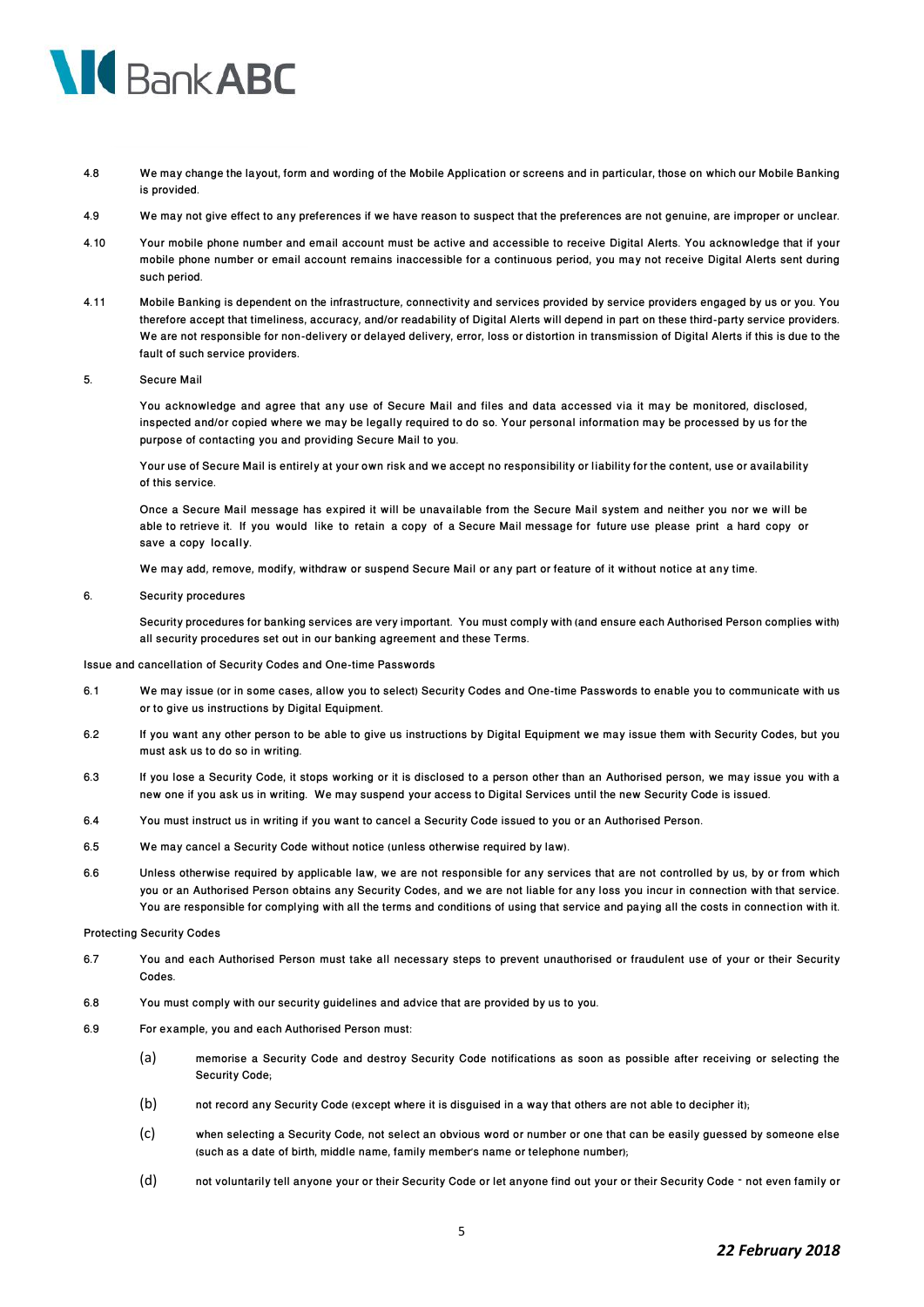4.8 We may change the layout, form and wording of the Mobile Application or screens and in particular, those on which our Mobile Banking is provided.

4.9 We may not give effect to any preferences if we have reason to suspect that the preferences are not genuine, are improper or unclear.

4.10 Your mobile phone number and email account must be active and accessible to receive Digital Alerts. You acknowledge that if your mobile phone number or email account remains inaccessible for a continuous period, you may not receive Digital Alerts sent during such period.

4.11 Mobile Banking is dependent on the infrastructure, connectivity and services provided by service providers engaged by us or you. You therefore accept that timeliness, accuracy, and/or readability of Digital Alerts will depend in part on these third-party service providers. We are not responsible for non-delivery or delayed delivery, error, loss or distortion in transmission of Digital Alerts if this is due to the fault of such service providers.

5. Secure Mail

You acknowledge and agree that any use of Secure Mail and files and data accessed via it may be monitored, disclosed, inspected and/or copied where we may be legally required to do so. Your personal information may be processed by us for the purpose of contacting you and providing Secure Mail to you.

Your use of Secure Mail is entirely at your own risk and we accept no responsibility or liability for the content, use or availability of this service.

Once a Secure Mail message has expired it will be unavailable from the Secure Mail system and neither you nor we will be able to retrieve it. If you would like to retain a copy of a Secure Mail message for future use please print a hard copy or save a copy locally.

We may add, remove, modify, withdraw or suspend Secure Mail or any part or feature of it without notice at any time.

6. Security procedures

Security procedures for banking services are very important. You must comply with (and ensure each Authorised Person complies with) all security procedures set out in our banking agreement and these Terms.

Issue and cancellation of Security Codes and One-time Passwords

6.1 We may issue (or in some cases, allow you to select) Security Codes and One-time Passwords to enable you to communicate with us or to give us instructions by Digital Equipment.

6.2 If you want any other person to be able to give us instructions by Digital Equipment we may issue them with Security Codes, but you must ask us to do so in writing.

6.3 If you lose a Security Code, it stops working or it is disclosed to a person other than an Authorised person, we may issue you with a new one if you ask us in writing. We may suspend your access to Digital Services until the new Security Code is issued.

6.4 You must instruct us in writing if you want to cancel a Security Code issued to you or an Authorised Person.

6.5 We may cancel a Security Code without notice (unless otherwise required by law).

6.6 Unless otherwise required by applicable law, we are not responsible for any services that are not controlled by us, by or from which you or an Authorised Person obtains any Security Codes, and we are not liable for any loss you incur in connection with that service. You are responsible for complying with all the terms and conditions of using that service and paying all the costs in connection with it.

Protecting Security Codes

6.7 You and each Authorised Person must take all necessary steps to prevent unauthorised or fraudulent use of your or their Security Codes.

6.8 You must comply with our security guidelines and advice that are provided by us to you.

6.9 For example, you and each Authorised Person must:

(a) memorise a Security Code and destroy Security Code notifications as soon as possible after receiving or selecting the Security Code;

(b) not record any Security Code (except where it is disguised in a way that others are not able to decipher it);

(c) when selecting a Security Code, not select an obvious word or number or one that can be easily guessed by someone else (such as a date of birth, middle name, family member's name or telephone number);

(d) not voluntarily tell anyone your or their Security Code or let anyone find out your or their Security Code - not even family or

22 February 2018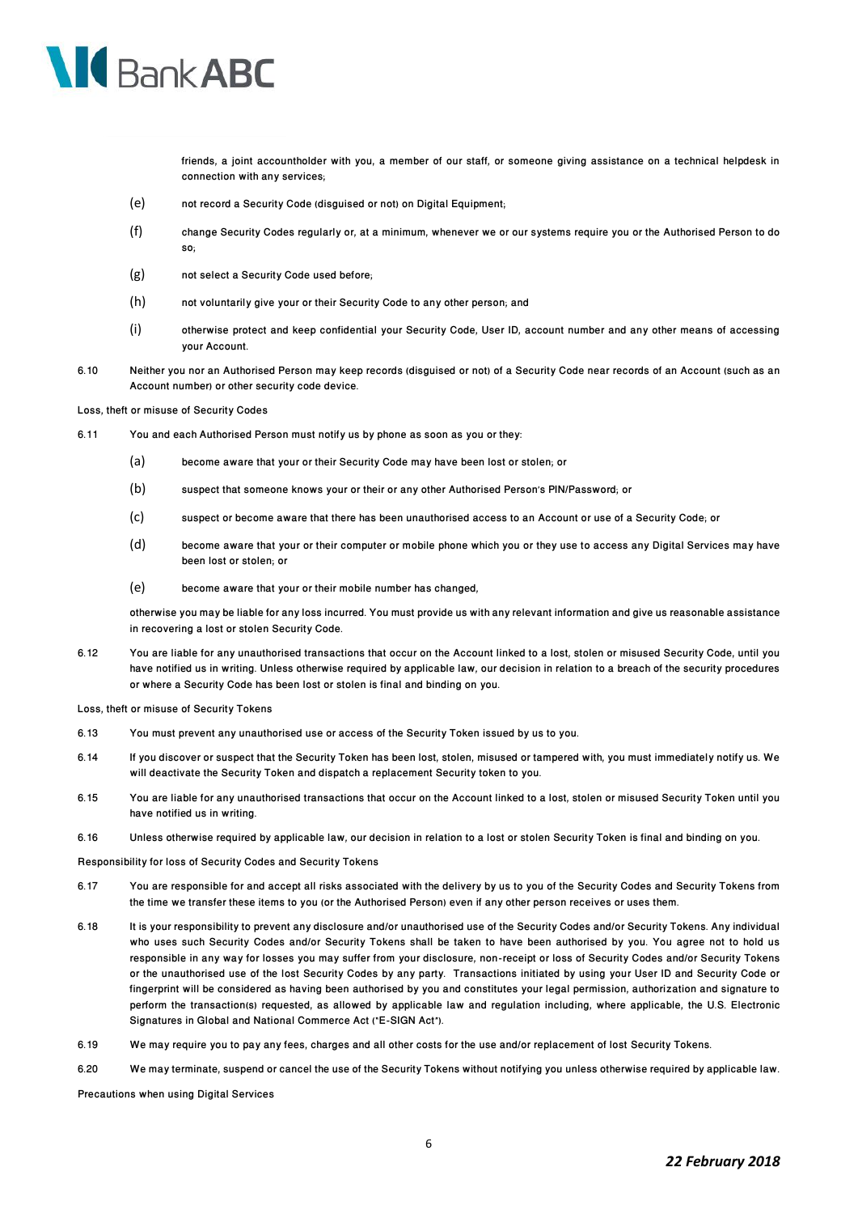friends, a joint accountholder with you, a member of our staff, or someone giving assistance on a technical helpdesk in connection with any services;

(e) not record a Security Code (disguised or not) on Digital Equipment;

(f) change Security Codes regularly or, at a minimum, whenever we or our systems require you or the Authorised Person to do so;

(g) not select a Security Code used before;

(h) not voluntarily give your or their Security Code to any other person; and

(i) otherwise protect and keep confidential your Security Code, User ID, account number and any other means of accessing your Account.

6.10 Neither you nor an Authorised Person may keep records (disguised or not) of a Security Code near records of an Account (such as an Account number) or other security code device.

Loss, theft or misuse of Security Codes

6.11 You and each Authorised Person must notify us by phone as soon as you or they:

(a) become aware that your or their Security Code may have been lost or stolen; or

(b) suspect that someone knows your or their or any other Authorised Person's PIN/Password; or

(c) suspect or become aware that there has been unauthorised access to an Account or use of a Security Code; or

(d) become aware that your or their computer or mobile phone which you or they use to access any Digital Services may have been lost or stolen; or

(e) become aware that your or their mobile number has changed,

otherwise you may be liable for any loss incurred. You must provide us with any relevant information and give us reasonable assistance in recovering a lost or stolen Security Code.

6.12 You are liable for any unauthorised transactions that occur on the Account linked to a lost, stolen or misused Security Code, until you have notified us in writing. Unless otherwise required by applicable law, our decision in relation to a breach of the security procedures or where a Security Code has been lost or stolen is final and binding on you.

Loss, theft or misuse of Security Tokens

6.13 You must prevent any unauthorised use or access of the Security Token issued by us to you.

6.14 If you discover or suspect that the Security Token has been lost, stolen, misused or tampered with, you must immediately notify us. We will deactivate the Security Token and dispatch a replacement Security token to you.

6.15 You are liable for any unauthorised transactions that occur on the Account linked to a lost, stolen or misused Security Token until you have notified us in writing.

6.16 Unless otherwise required by applicable law, our decision in relation to a lost or stolen Security Token is final and binding on you.

Responsibility for loss of Security Codes and Security Tokens

6.17 You are responsible for and accept all risks associated with the delivery by us to you of the Security Codes and Security Tokens from the time we transfer these items to you (or the Authorised Person) even if any other person receives or uses them.

6.18 It is your responsibility to prevent any disclosure and/or unauthorised use of the Security Codes and/or Security Tokens. Any individual who uses such Security Codes and/or Security Tokens shall be taken to have been authorised by you. You agree not to hold us responsible in any way for losses you may suffer from your disclosure, non-receipt or loss of Security Codes and/or Security Tokens or the unauthorised use of the lost Security Codes by any party. Transactions initiated by using your User ID and Security Code or fingerprint will be considered as having been authorised by you and constitutes your legal permission, authorization and signature to perform the transaction(s) requested, as allowed by applicable law and regulation including, where applicable, the U.S. Electronic Signatures in Global and National Commerce Act ("E-SIGN Act").

6.19 We may require you to pay any fees, charges and all other costs for the use and/or replacement of lost Security Tokens.

6.20 We may terminate, suspend or cancel the use of the Security Tokens without notifying you unless otherwise required by applicable law.

Precautions when using Digital Services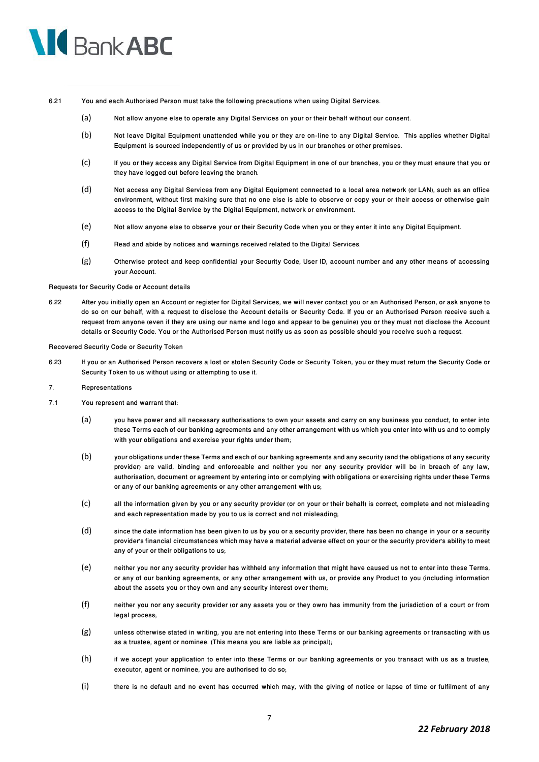6.21 You and each Authorised Person must take the following precautions when using Digital Services.

(a) Not allow anyone else to operate any Digital Services on your or their behalf without our consent.

(b) Not leave Digital Equipment unattended while you or they are on-line to any Digital Service. This applies whether Digital Equipment is sourced independently of us or provided by us in our branches or other premises.

(c) If you or they access any Digital Service from Digital Equipment in one of our branches, you or they must ensure that you or they have logged out before leaving the branch.

(d) Not access any Digital Services from any Digital Equipment connected to a local area network (or LAN), such as an office environment, without first making sure that no one else is able to observe or copy your or their access or otherwise gain access to the Digital Service by the Digital Equipment, network or environment.

(e) Not allow anyone else to observe your or their Security Code when you or they enter it into any Digital Equipment.

(f) Read and abide by notices and warnings received related to the Digital Services.

(g) Otherwise protect and keep confidential your Security Code, User ID, account number and any other means of accessing your Account.

Requests for Security Code or Account details

6.22 After you initially open an Account or register for Digital Services, we will never contact you or an Authorised Person, or ask anyone to do so on our behalf, with a request to disclose the Account details or Security Code. If you or an Authorised Person receive such a request from anyone (even if they are using our name and logo and appear to be genuine) you or they must not disclose the Account details or Security Code. You or the Authorised Person must notify us as soon as possible should you receive such a request.

Recovered Security Code or Security Token

6.23 If you or an Authorised Person recovers a lost or stolen Security Code or Security Token, you or they must return the Security Code or Security Token to us without using or attempting to use it.

7. Representations

7.1 You represent and warrant that:

(a) you have power and all necessary authorisations to own your assets and carry on any business you conduct, to enter into these Terms each of our banking agreements and any other arrangement with us which you enter into with us and to comply with your obligations and exercise your rights under them;

(b) your obligations under these Terms and each of our banking agreements and any security (and the obligations of any security provider) are valid, binding and enforceable and neither you nor any security provider will be in breach of any law, authorisation, document or agreement by entering into or complying with obligations or exercising rights under these Terms or any of our banking agreements or any other arrangement with us;

(c) all the information given by you or any security provider (or on your or their behalf) is correct, complete and not misleading and each representation made by you to us is correct and not misleading;

(d) since the date information has been given to us by you or a security provider, there has been no change in your or a security provider's financial circumstances which may have a material adverse effect on your or the security provider's ability to meet any of your or their obligations to us;

(e) neither you nor any security provider has withheld any information that might have caused us not to enter into these Terms, or any of our banking agreements, or any other arrangement with us, or provide any Product to you (including information about the assets you or they own and any security interest over them);

(f) neither you nor any security provider (or any assets you or they own) has immunity from the jurisdiction of a court or from legal process;

(g) unless otherwise stated in writing, you are not entering into these Terms or our banking agreements or transacting with us as a trustee, agent or nominee. (This means you are liable as principal);

(h) if we accept your application to enter into these Terms or our banking agreements or you transact with us as a trustee, executor, agent or nominee, you are authorised to do so;

(i) there is no default and no event has occurred which may, with the giving of notice or lapse of time or fulfilment of any

*22 February 2018*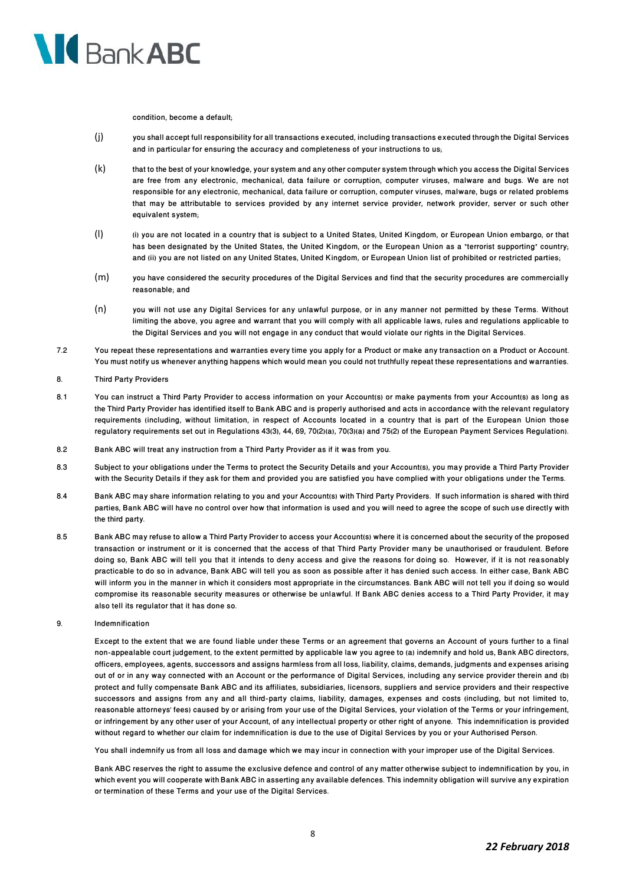condition, become a default;

(j) you shall accept full responsibility for all transactions executed, including transactions executed through the Digital Services and in particular for ensuring the accuracy and completeness of your instructions to us;

(k) that to the best of your knowledge, your system and any other computer system through which you access the Digital Services are free from any electronic, mechanical, data failure or corruption, computer viruses, malware and bugs. We are not responsible for any electronic, mechanical, data failure or corruption, computer viruses, malware, bugs or related problems that may be attributable to services provided by any internet service provider, network provider, server or such other equivalent system;

(l) (i) you are not located in a country that is subject to a United States, United Kingdom, or European Union embargo, or that has been designated by the United States, the United Kingdom, or the European Union as a "terrorist supporting" country; and (ii) you are not listed on any United States, United Kingdom, or European Union list of prohibited or restricted parties;

(m) you have considered the security procedures of the Digital Services and find that the security procedures are commercially reasonable; and

(n) you will not use any Digital Services for any unlawful purpose, or in any manner not permitted by these Terms. Without limiting the above, you agree and warrant that you will comply with all applicable laws, rules and regulations applicable to the Digital Services and you will not engage in any conduct that would violate our rights in the Digital Services.

7.2 You repeat these representations and warranties every time you apply for a Product or make any transaction on a Product or Account. You must notify us whenever anything happens which would mean you could not truthfully repeat these representations and warranties.

## 8. Third Party Providers

8.1 You can instruct a Third Party Provider to access information on your Account(s) or make payments from your Account(s) as long as the Third Party Provider has identified itself to Bank ABC and is properly authorised and acts in accordance with the relevant regulatory requirements (including, without limitation, in respect of Accounts located in a country that is part of the European Union those regulatory requirements set out in Regulations 43(3), 44, 69, 70(2)(a), 70(3)(a) and 75(2) of the European Payment Services Regulation).

8.2 Bank ABC will treat any instruction from a Third Party Provider as if it was from you.

8.3 Subject to your obligations under the Terms to protect the Security Details and your Account(s), you may provide a Third Party Provider with the Security Details if they ask for them and provided you are satisfied you have complied with your obligations under the Terms.

8.4 Bank ABC may share information relating to you and your Account(s) with Third Party Providers. If such information is shared with third parties, Bank ABC will have no control over how that information is used and you will need to agree the scope of such use directly with the third party.

8.5 Bank ABC may refuse to allow a Third Party Provider to access your Account(s) where it is concerned about the security of the proposed transaction or instrument or it is concerned that the access of that Third Party Provider many be unauthorised or fraudulent. Before doing so, Bank ABC will tell you that it intends to deny access and give the reasons for doing so. However, if it is not reasonably practicable to do so in advance, Bank ABC will tell you as soon as possible after it has denied such access. In either case, Bank ABC will inform you in the manner in which it considers most appropriate in the circumstances. Bank ABC will not tell you if doing so would compromise its reasonable security measures or otherwise be unlawful. If Bank ABC denies access to a Third Party Provider, it may also tell its regulator that it has done so.

## 9. Indemnification

Except to the extent that we are found liable under these Terms or an agreement that governs an Account of yours further to a final non-appealable court judgement, to the extent permitted by applicable law you agree to (a) indemnify and hold us, Bank ABC directors, officers, employees, agents, successors and assigns harmless from all loss, liability, claims, demands, judgments and expenses arising out of or in any way connected with an Account or the performance of Digital Services, including any service provider therein and (b) protect and fully compensate Bank ABC and its affiliates, subsidiaries, licensors, suppliers and service providers and their respective successors and assigns from any and all third-party claims, liability, damages, expenses and costs (including, but not limited to, reasonable attorneys' fees) caused by or arising from your use of the Digital Services, your violation of the Terms or your infringement, or infringement by any other user of your Account, of any intellectual property or other right of anyone. This indemnification is provided without regard to whether our claim for indemnification is due to the use of Digital Services by you or your Authorised Person.

You shall indemnify us from all loss and damage which we may incur in connection with your improper use of the Digital Services.

Bank ABC reserves the right to assume the exclusive defence and control of any matter otherwise subject to indemnification by you, in which event you will cooperate with Bank ABC in asserting any available defences. This indemnity obligation will survive any expiration or termination of these Terms and your use of the Digital Services.

*22 February 2018*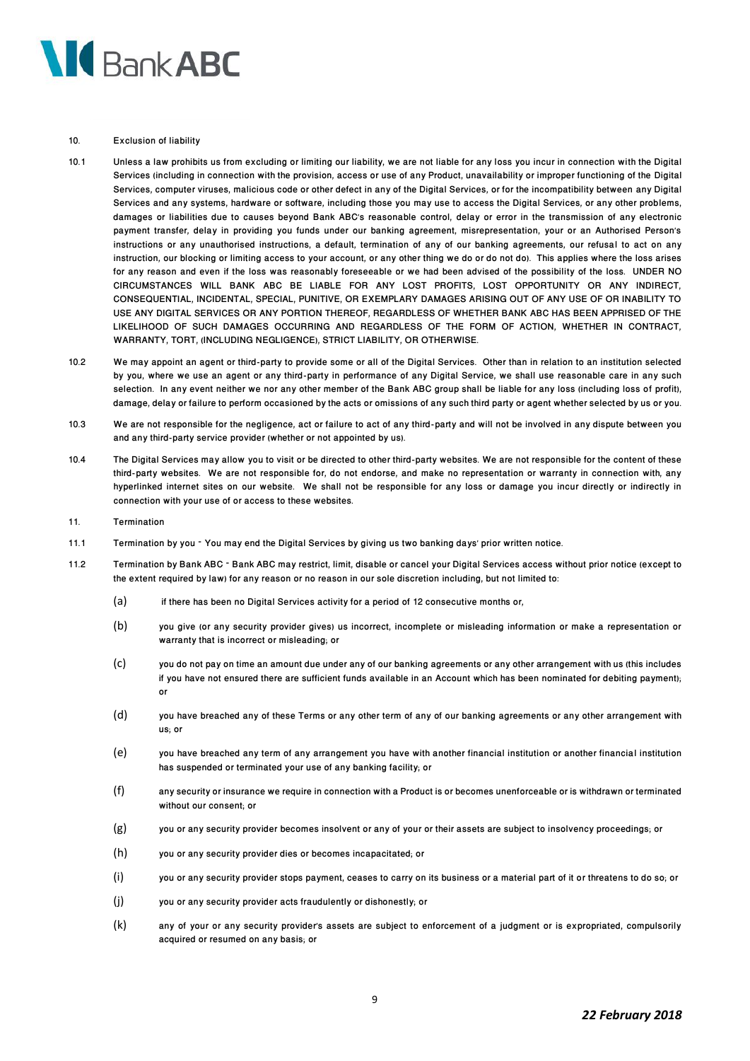## 10. Exclusion of liability

10.1 Unless a law prohibits us from excluding or limiting our liability, we are not liable for any loss you incur in connection with the Digital Services (including in connection with the provision, access or use of any Product, unavailability or improper functioning of the Digital Services, computer viruses, malicious code or other defect in any of the Digital Services, or for the incompatibility between any Digital Services and any systems, hardware or software, including those you may use to access the Digital Services, or any other problems, damages or liabilities due to causes beyond Bank ABC's reasonable control, delay or error in the transmission of any electronic payment transfer, delay in providing you funds under our banking agreement, misrepresentation, your or an Authorised Person's instructions or any unauthorised instructions, a default, termination of any of our banking agreements, our refusal to act on any instruction, our blocking or limiting access to your account, or any other thing we do or do not do). This applies where the loss arises for any reason and even if the loss was reasonably foreseeable or we had been advised of the possibility of the loss. UNDER NO CIRCUMSTANCES WILL BANK ABC BE LIABLE FOR ANY LOST PROFITS, LOST OPPORTUNITY OR ANY INDIRECT, CONSEQUENTIAL, INCIDENTAL, SPECIAL, PUNITIVE, OR EXEMPLARY DAMAGES ARISING OUT OF ANY USE OF OR INABILITY TO USE ANY DIGITAL SERVICES OR ANY PORTION THEREOF, REGARDLESS OF WHETHER BANK ABC HAS BEEN APPRISED OF THE LIKELIHOOD OF SUCH DAMAGES OCCURRING AND REGARDLESS OF THE FORM OF ACTION, WHETHER IN CONTRACT, WARRANTY, TORT, (INCLUDING NEGLIGENCE), STRICT LIABILITY, OR OTHERWISE.

10.2 We may appoint an agent or third-party to provide some or all of the Digital Services. Other than in relation to an institution selected by you, where we use an agent or any third-party in performance of any Digital Service, we shall use reasonable care in any such selection. In any event neither we nor any other member of the Bank ABC group shall be liable for any loss (including loss of profit), damage, delay or failure to perform occasioned by the acts or omissions of any such third party or agent whether selected by us or you.

10.3 We are not responsible for the negligence, act or failure to act of any third-party and will not be involved in any dispute between you and any third-party service provider (whether or not appointed by us).

10.4 The Digital Services may allow you to visit or be directed to other third-party websites. We are not responsible for the content of these third-party websites. We are not responsible for, do not endorse, and make no representation or warranty in connection with, any hyperlinked internet sites on our website. We shall not be responsible for any loss or damage you incur directly or indirectly in connection with your use of or access to these websites.

## 11. Termination

11.1 Termination by you - You may end the Digital Services by giving us two banking days' prior written notice.

11.2 Termination by Bank ABC - Bank ABC may restrict, limit, disable or cancel your Digital Services access without prior notice (except to the extent required by law) for any reason or no reason in our sole discretion including, but not limited to:

(a) if there has been no Digital Services activity for a period of 12 consecutive months or,

(b) you give (or any security provider gives) us incorrect, incomplete or misleading information or make a representation or warranty that is incorrect or misleading; or

(c) you do not pay on time an amount due under any of our banking agreements or any other arrangement with us (this includes if you have not ensured there are sufficient funds available in an Account which has been nominated for debiting payment); or

(d) you have breached any of these Terms or any other term of any of our banking agreements or any other arrangement with us; or

(e) you have breached any term of any arrangement you have with another financial institution or another financial institution has suspended or terminated your use of any banking facility; or

(f) any security or insurance we require in connection with a Product is or becomes unenforceable or is withdrawn or terminated without our consent; or

(g) you or any security provider becomes insolvent or any of your or their assets are subject to insolvency proceedings; or

(h) you or any security provider dies or becomes incapacitated; or

(i) you or any security provider stops payment, ceases to carry on its business or a material part of it or threatens to do so; or

(j) you or any security provider acts fraudulently or dishonestly; or

(k) any of your or any security provider's assets are subject to enforcement of a judgment or is expropriated, compulsorily acquired or resumed on any basis; or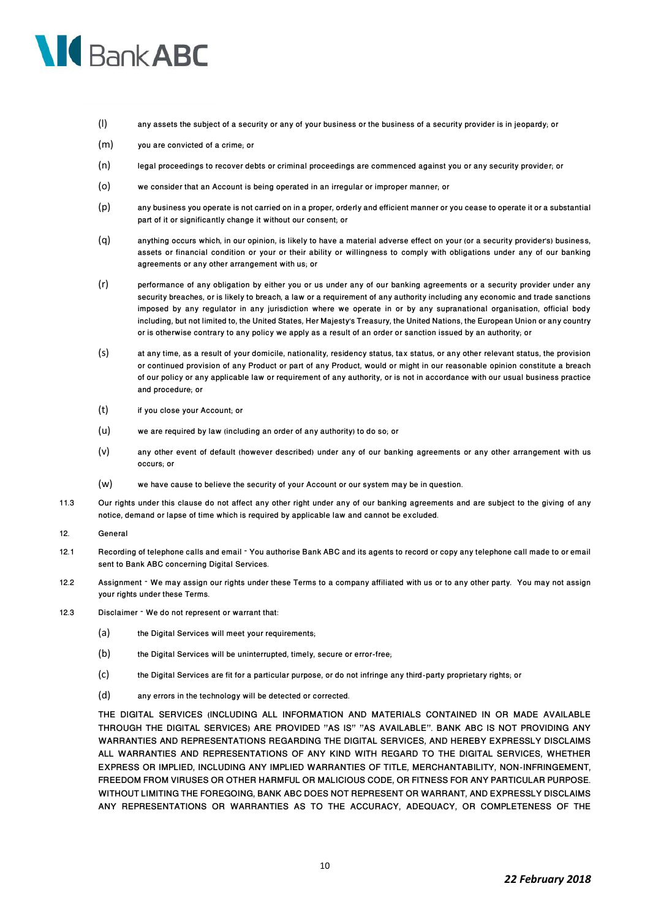(l) any assets the subject of a security or any of your business or the business of a security provider is in jeopardy; or

(m) you are convicted of a crime; or

(n) legal proceedings to recover debts or criminal proceedings are commenced against you or any security provider; or

(o) we consider that an Account is being operated in an irregular or improper manner; or

(p) any business you operate is not carried on in a proper, orderly and efficient manner or you cease to operate it or a substantial part of it or significantly change it without our consent; or

(q) anything occurs which, in our opinion, is likely to have a material adverse effect on your (or a security provider's) business, assets or financial condition or your or their ability or willingness to comply with obligations under any of our banking agreements or any other arrangement with us; or

(r) performance of any obligation by either you or us under any of our banking agreements or a security provider under any security breaches, or is likely to breach, a law or a requirement of any authority including any economic and trade sanctions imposed by any regulator in any jurisdiction where we operate in or by any supranational organisation, official body including, but not limited to, the United States, Her Majesty's Treasury, the United Nations, the European Union or any country or is otherwise contrary to any policy we apply as a result of an order or sanction issued by an authority; or

(s) at any time, as a result of your domicile, nationality, residency status, tax status, or any other relevant status, the provision or continued provision of any Product or part of any Product, would or might in our reasonable opinion constitute a breach of our policy or any applicable law or requirement of any authority, or is not in accordance with our usual business practice and procedure; or

(t) if you close your Account; or

(u) we are required by law (including an order of any authority) to do so; or

(v) any other event of default (however described) under any of our banking agreements or any other arrangement with us occurs; or

(w) we have cause to believe the security of your Account or our system may be in question.

11.3 Our rights under this clause do not affect any other right under any of our banking agreements and are subject to the giving of any notice, demand or lapse of time which is required by applicable law and cannot be excluded.

12. General

12.1 Recording of telephone calls and email - You authorise Bank ABC and its agents to record or copy any telephone call made to or email sent to Bank ABC concerning Digital Services.

12.2 Assignment - We may assign our rights under these Terms to a company affiliated with us or to any other party. You may not assign your rights under these Terms.

12.3 Disclaimer - We do not represent or warrant that:

(a) the Digital Services will meet your requirements;

(b) the Digital Services will be uninterrupted, timely, secure or error-free;

(c) the Digital Services are fit for a particular purpose, or do not infringe any third-party proprietary rights; or

(d) any errors in the technology will be detected or corrected.

THE DIGITAL SERVICES (INCLUDING ALL INFORMATION AND MATERIALS CONTAINED IN OR MADE AVAILABLE THROUGH THE DIGITAL SERVICES) ARE PROVIDED "AS IS" "AS AVAILABLE". BANK ABC IS NOT PROVIDING ANY WARRANTIES AND REPRESENTATIONS REGARDING THE DIGITAL SERVICES, AND HEREBY EXPRESSLY DISCLAIMS ALL WARRANTIES AND REPRESENTATIONS OF ANY KIND WITH REGARD TO THE DIGITAL SERVICES, WHETHER EXPRESS OR IMPLIED, INCLUDING ANY IMPLIED WARRANTIES OF TITLE, MERCHANTABILITY, NON-INFRINGEMENT, FREEDOM FROM VIRUSES OR OTHER HARMFUL OR MALICIOUS CODE, OR FITNESS FOR ANY PARTICULAR PURPOSE. WITHOUT LIMITING THE FOREGOING, BANK ABC DOES NOT REPRESENT OR WARRANT, AND EXPRESSLY DISCLAIMS ANY REPRESENTATIONS OR WARRANTIES AS TO THE ACCURACY, ADEQUACY, OR COMPLETENESS OF THE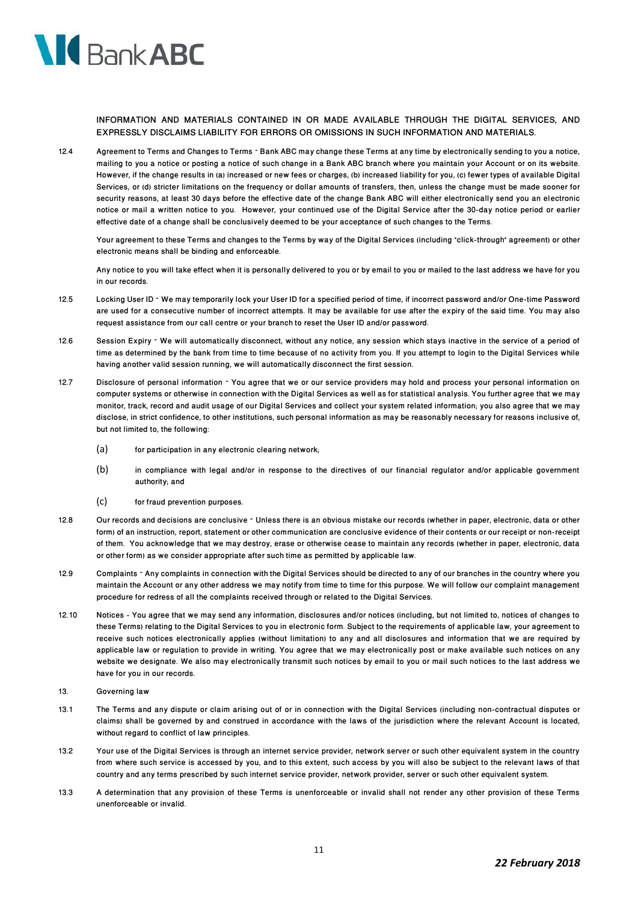INFORMATION AND MATERIALS CONTAINED IN OR MADE AVAILABLE THROUGH THE DIGITAL SERVICES, AND EXPRESSLY DISCLAIMS LIABILITY FOR ERRORS OR OMISSIONS IN SUCH INFORMATION AND MATERIALS.

12.4 Agreement to Terms and Changes to Terms - Bank ABC may change these Terms at any time by electronically sending to you a notice, mailing to you a notice or posting a notice of such change in a Bank ABC branch where you maintain your Account or on its website. However, if the change results in (a) increased or new fees or charges, (b) increased liability for you, (c) fewer types of available Digital Services, or (d) stricter limitations on the frequency or dollar amounts of transfers, then, unless the change must be made sooner for security reasons, at least 30 days before the effective date of the change Bank ABC will either electronically send you an electronic notice or mail a written notice to you. However, your continued use of the Digital Service after the 30-day notice period or earlier effective date of a change shall be conclusively deemed to be your acceptance of such changes to the Terms.

Your agreement to these Terms and changes to the Terms by way of the Digital Services (including "click-through" agreement) or other electronic means shall be binding and enforceable.

Any notice to you will take effect when it is personally delivered to you or by email to you or mailed to the last address we have for you in our records.

12.5 Locking User ID - We may temporarily lock your User ID for a specified period of time, if incorrect password and/or One-time Password are used for a consecutive number of incorrect attempts. It may be available for use after the expiry of the said time. You may also request assistance from our call centre or your branch to reset the User ID and/or password.

12.6 Session Expiry - We will automatically disconnect, without any notice, any session which stays inactive in the service of a period of time as determined by the bank from time to time because of no activity from you. If you attempt to login to the Digital Services while having another valid session running, we will automatically disconnect the first session.

12.7 Disclosure of personal information - You agree that we or our service providers may hold and process your personal information on computer systems or otherwise in connection with the Digital Services as well as for statistical analysis. You further agree that we may monitor, track, record and audit usage of our Digital Services and collect your system related information; you also agree that we may disclose, in strict confidence, to other institutions, such personal information as may be reasonably necessary for reasons inclusive of, but not limited to, the following:

(a) for participation in any electronic clearing network;

(b) in compliance with legal and/or in response to the directives of our financial regulator and/or applicable government authority; and

(c) for fraud prevention purposes.

12.8 Our records and decisions are conclusive - Unless there is an obvious mistake our records (whether in paper, electronic, data or other form) of an instruction, report, statement or other communication are conclusive evidence of their contents or our receipt or non-receipt of them. You acknowledge that we may destroy, erase or otherwise cease to maintain any records (whether in paper, electronic, data or other form) as we consider appropriate after such time as permitted by applicable law.

12.9 Complaints - Any complaints in connection with the Digital Services should be directed to any of our branches in the country where you maintain the Account or any other address we may notify from time to time for this purpose. We will follow our complaint management procedure for redress of all the complaints received through or related to the Digital Services.

12.10 Notices - You agree that we may send any information, disclosures and/or notices (including, but not limited to, notices of changes to these Terms) relating to the Digital Services to you in electronic form. Subject to the requirements of applicable law, your agreement to receive such notices electronically applies (without limitation) to any and all disclosures and information that we are required by applicable law or regulation to provide in writing. You agree that we may electronically post or make available such notices on any website we designate. We also may electronically transmit such notices by email to you or mail such notices to the last address we have for you in our records.

## 13. Governing law

13.1 The Terms and any dispute or claim arising out of or in connection with the Digital Services (including non-contractual disputes or claims) shall be governed by and construed in accordance with the laws of the jurisdiction where the relevant Account is located, without regard to conflict of law principles.

13.2 Your use of the Digital Services is through an internet service provider, network server or such other equivalent system in the country from where such service is accessed by you, and to this extent, such access by you will also be subject to the relevant laws of that country and any terms prescribed by such internet service provider, network provider, server or such other equivalent system.

13.3 A determination that any provision of these Terms is unenforceable or invalid shall not render any other provision of these Terms unenforceable or invalid.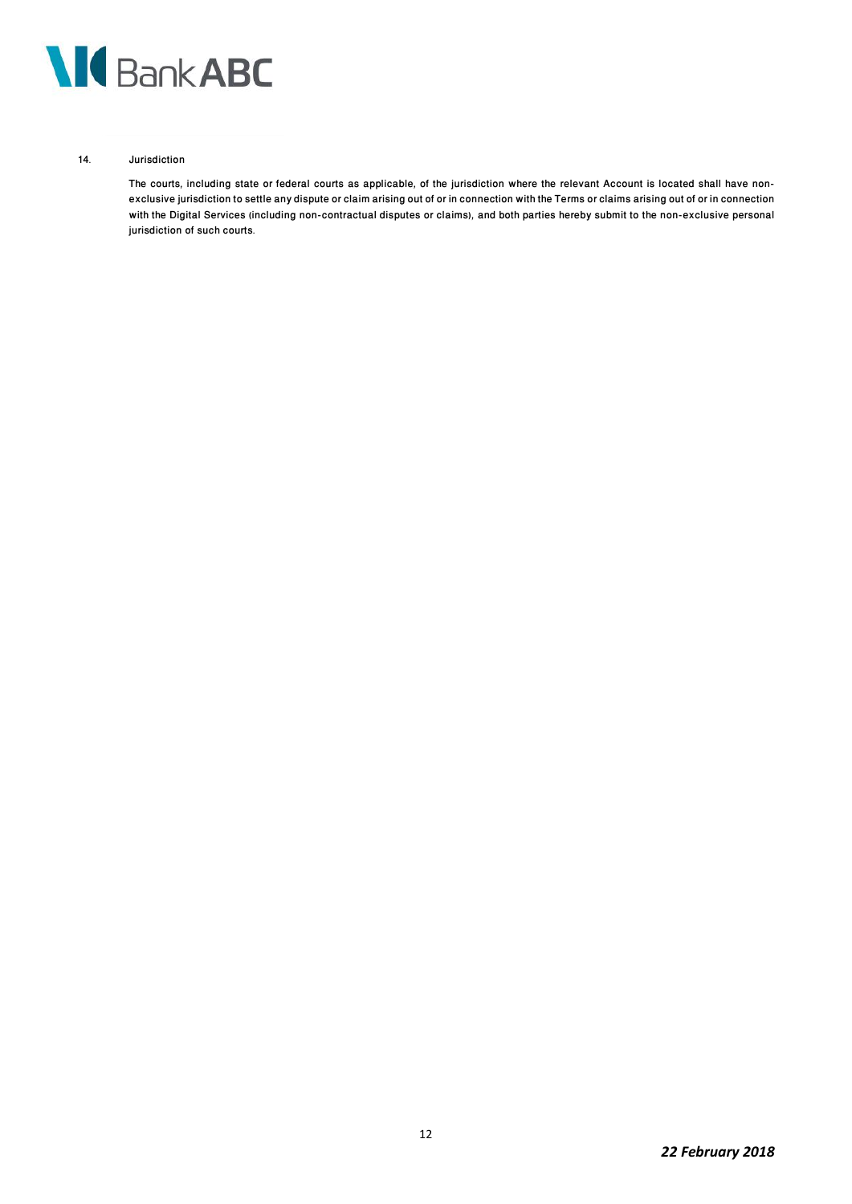## 14. Jurisdiction

The courts, including state or federal courts as applicable, of the jurisdiction where the relevant Account is located shall have non-exclusive jurisdiction to settle any dispute or claim arising out of or in connection with the Terms or claims arising out of or in connection with the Digital Services (including non-contractual disputes or claims), and both parties hereby submit to the non-exclusive personal jurisdiction of such courts.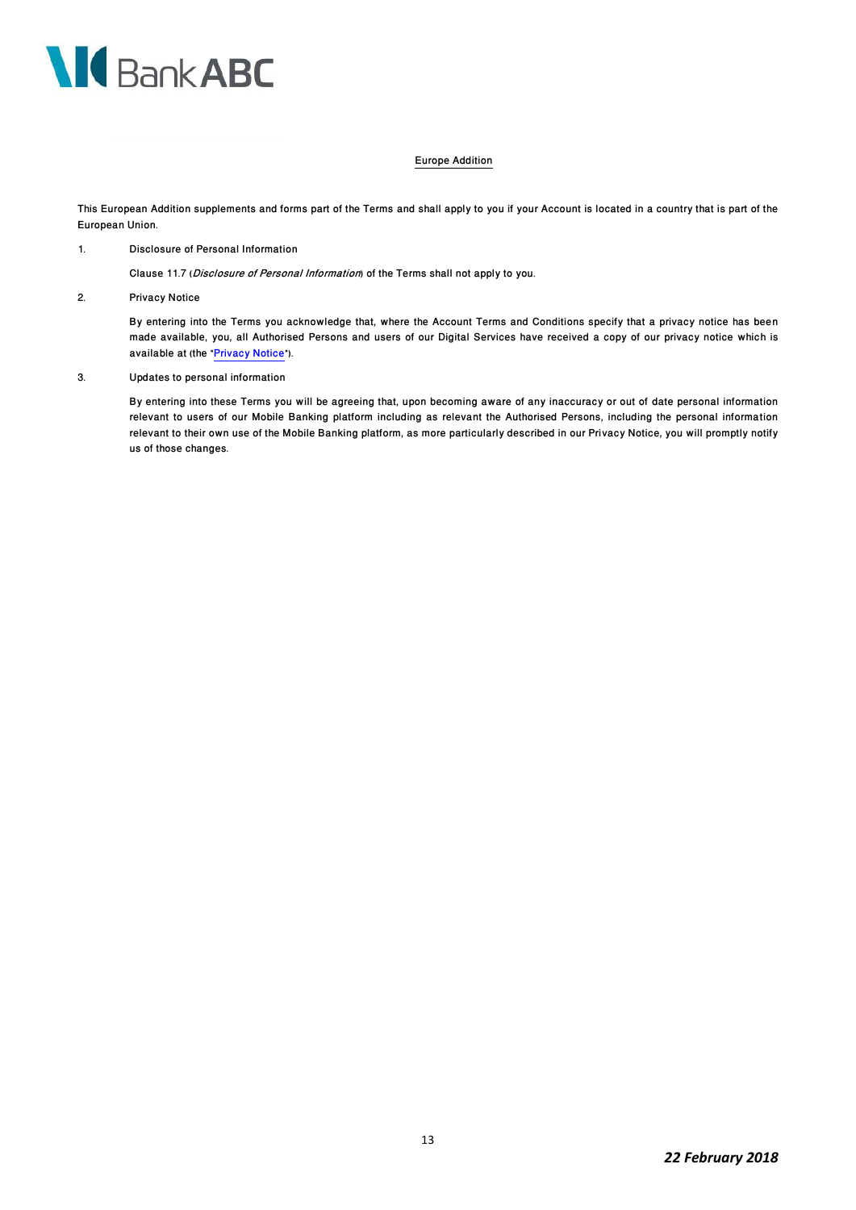## Europe Addition

This European Addition supplements and forms part of the Terms and shall apply to you if your Account is located in a country that is part of the European Union.

1. Disclosure of Personal Information

   Clause 11.7 (*Disclosure of Personal Information*) of the Terms shall not apply to you.

2. Privacy Notice

   By entering into the Terms you acknowledge that, where the Account Terms and Conditions specify that a privacy notice has been made available, you, all Authorised Persons and users of our Digital Services have received a copy of our privacy notice which is available at (the "Privacy Notice").

3. Updates to personal information

   By entering into these Terms you will be agreeing that, upon becoming aware of any inaccuracy or out of date personal information relevant to users of our Mobile Banking platform including as relevant the Authorised Persons, including the personal information relevant to their own use of the Mobile Banking platform, as more particularly described in our Privacy Notice, you will promptly notify us of those changes.